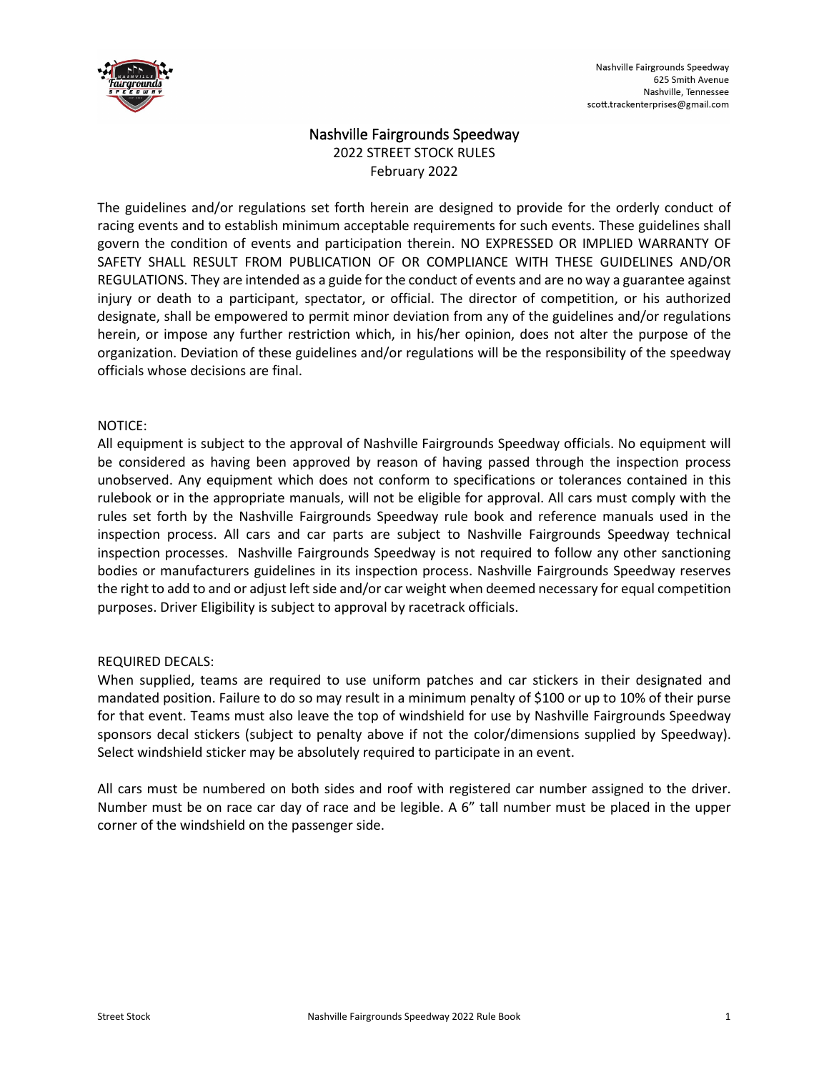Nashville Fairgrounds Speedway
625 Smith Avenue
Nashville, Tennessee
scott.trackenterprises@gmail.com

# Nashville Fairgrounds Speedway

## 2022 STREET STOCK RULES

February 2022

The guidelines and/or regulations set forth herein are designed to provide for the orderly conduct of racing events and to establish minimum acceptable requirements for such events. These guidelines shall govern the condition of events and participation therein. NO EXPRESSED OR IMPLIED WARRANTY OF SAFETY SHALL RESULT FROM PUBLICATION OF OR COMPLIANCE WITH THESE GUIDELINES AND/OR REGULATIONS. They are intended as a guide for the conduct of events and are no way a guarantee against injury or death to a participant, spectator, or official. The director of competition, or his authorized designate, shall be empowered to permit minor deviation from any of the guidelines and/or regulations herein, or impose any further restriction which, in his/her opinion, does not alter the purpose of the organization. Deviation of these guidelines and/or regulations will be the responsibility of the speedway officials whose decisions are final.

NOTICE:
All equipment is subject to the approval of Nashville Fairgrounds Speedway officials. No equipment will be considered as having been approved by reason of having passed through the inspection process unobserved. Any equipment which does not conform to specifications or tolerances contained in this rulebook or in the appropriate manuals, will not be eligible for approval. All cars must comply with the rules set forth by the Nashville Fairgrounds Speedway rule book and reference manuals used in the inspection process. All cars and car parts are subject to Nashville Fairgrounds Speedway technical inspection processes. Nashville Fairgrounds Speedway is not required to follow any other sanctioning bodies or manufacturers guidelines in its inspection process. Nashville Fairgrounds Speedway reserves the right to add to and or adjust left side and/or car weight when deemed necessary for equal competition purposes. Driver Eligibility is subject to approval by racetrack officials.

REQUIRED DECALS:
When supplied, teams are required to use uniform patches and car stickers in their designated and mandated position. Failure to do so may result in a minimum penalty of $100 or up to 10% of their purse for that event. Teams must also leave the top of windshield for use by Nashville Fairgrounds Speedway sponsors decal stickers (subject to penalty above if not the color/dimensions supplied by Speedway). Select windshield sticker may be absolutely required to participate in an event.

All cars must be numbered on both sides and roof with registered car number assigned to the driver. Number must be on race car day of race and be legible. A 6" tall number must be placed in the upper corner of the windshield on the passenger side.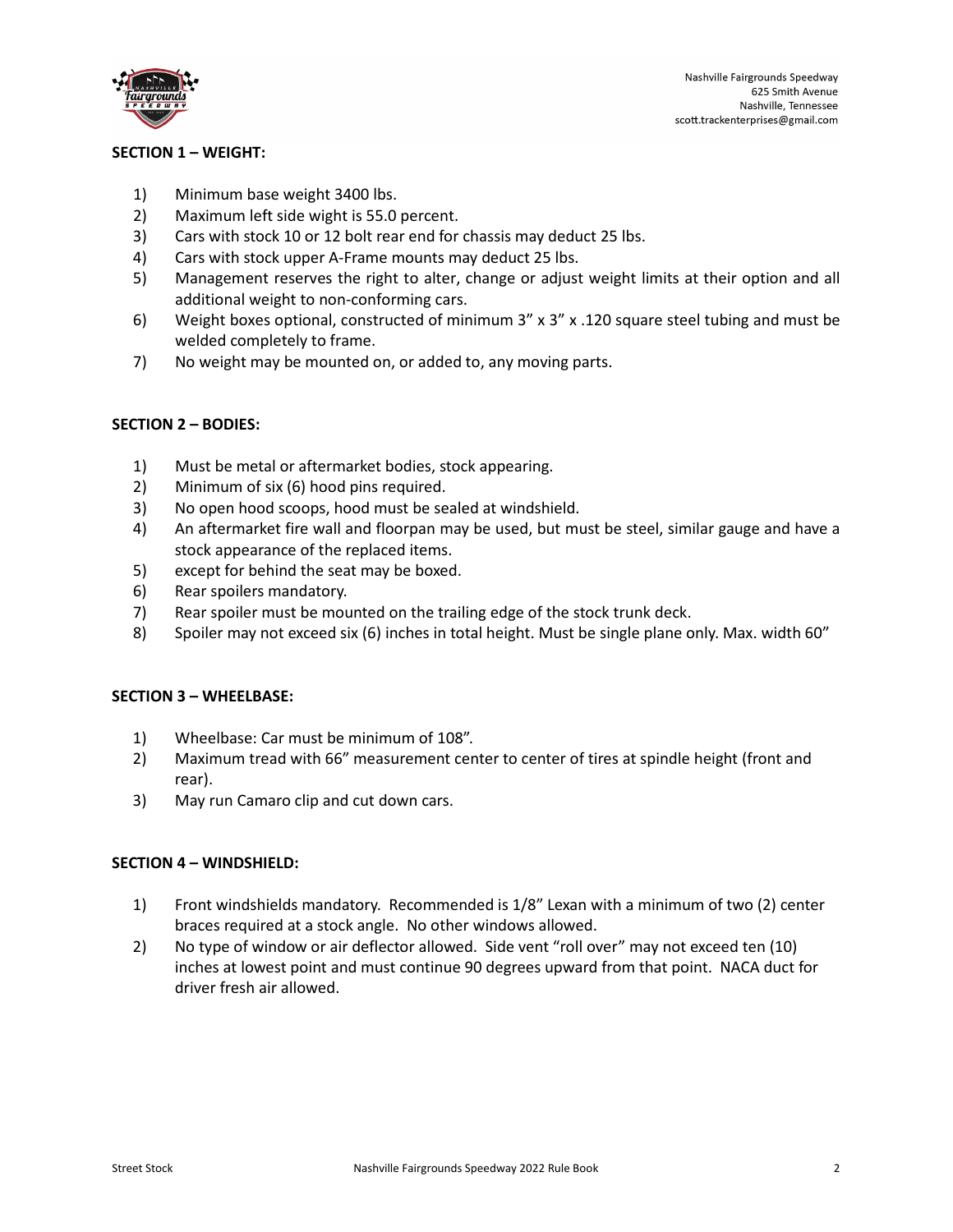Nashville Fairgrounds Speedway
625 Smith Avenue
Nashville, Tennessee
scott.trackenterprises@gmail.com

**SECTION 1 – WEIGHT:**

1) Minimum base weight 3400 lbs.
2) Maximum left side wight is 55.0 percent.
3) Cars with stock 10 or 12 bolt rear end for chassis may deduct 25 lbs.
4) Cars with stock upper A-Frame mounts may deduct 25 lbs.
5) Management reserves the right to alter, change or adjust weight limits at their option and all additional weight to non-conforming cars.
6) Weight boxes optional, constructed of minimum 3" x 3" x .120 square steel tubing and must be welded completely to frame.
7) No weight may be mounted on, or added to, any moving parts.

**SECTION 2 – BODIES:**

1) Must be metal or aftermarket bodies, stock appearing.
2) Minimum of six (6) hood pins required.
3) No open hood scoops, hood must be sealed at windshield.
4) An aftermarket fire wall and floorpan may be used, but must be steel, similar gauge and have a stock appearance of the replaced items.
5) except for behind the seat may be boxed.
6) Rear spoilers mandatory.
7) Rear spoiler must be mounted on the trailing edge of the stock trunk deck.
8) Spoiler may not exceed six (6) inches in total height. Must be single plane only. Max. width 60"

**SECTION 3 – WHEELBASE:**

1) Wheelbase: Car must be minimum of 108".
2) Maximum tread with 66" measurement center to center of tires at spindle height (front and rear).
3) May run Camaro clip and cut down cars.

**SECTION 4 – WINDSHIELD:**

1) Front windshields mandatory. Recommended is 1/8" Lexan with a minimum of two (2) center braces required at a stock angle. No other windows allowed.
2) No type of window or air deflector allowed. Side vent "roll over" may not exceed ten (10) inches at lowest point and must continue 90 degrees upward from that point. NACA duct for driver fresh air allowed.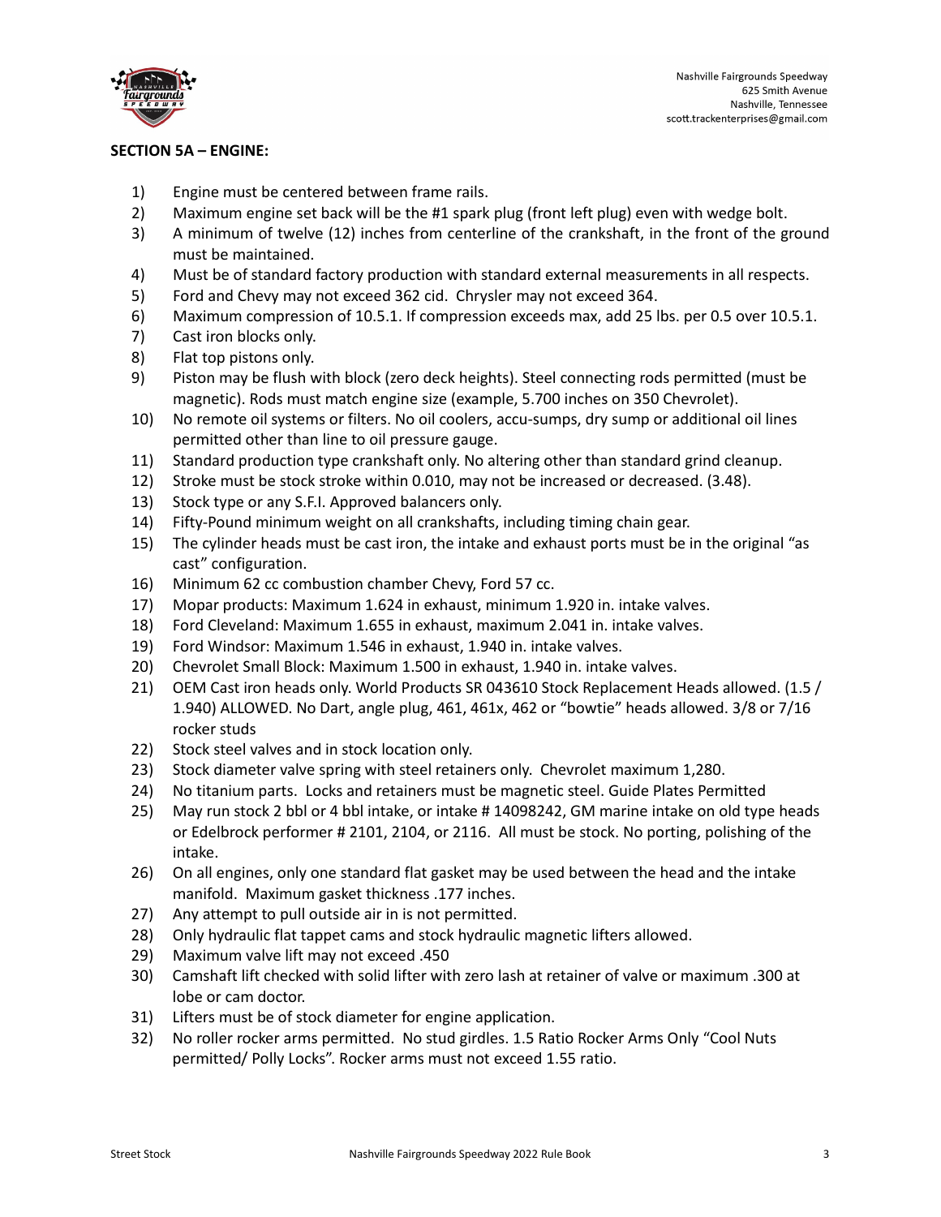Nashville Fairgrounds Speedway
625 Smith Avenue
Nashville, Tennessee
scott.trackenterprises@gmail.com

**SECTION 5A – ENGINE:**

1) Engine must be centered between frame rails.
2) Maximum engine set back will be the #1 spark plug (front left plug) even with wedge bolt.
3) A minimum of twelve (12) inches from centerline of the crankshaft, in the front of the ground must be maintained.
4) Must be of standard factory production with standard external measurements in all respects.
5) Ford and Chevy may not exceed 362 cid. Chrysler may not exceed 364.
6) Maximum compression of 10.5.1. If compression exceeds max, add 25 lbs. per 0.5 over 10.5.1.
7) Cast iron blocks only.
8) Flat top pistons only.
9) Piston may be flush with block (zero deck heights). Steel connecting rods permitted (must be magnetic). Rods must match engine size (example, 5.700 inches on 350 Chevrolet).
10) No remote oil systems or filters. No oil coolers, accu-sumps, dry sump or additional oil lines permitted other than line to oil pressure gauge.
11) Standard production type crankshaft only. No altering other than standard grind cleanup.
12) Stroke must be stock stroke within 0.010, may not be increased or decreased. (3.48).
13) Stock type or any S.F.I. Approved balancers only.
14) Fifty-Pound minimum weight on all crankshafts, including timing chain gear.
15) The cylinder heads must be cast iron, the intake and exhaust ports must be in the original "as cast" configuration.
16) Minimum 62 cc combustion chamber Chevy, Ford 57 cc.
17) Mopar products: Maximum 1.624 in exhaust, minimum 1.920 in. intake valves.
18) Ford Cleveland: Maximum 1.655 in exhaust, maximum 2.041 in. intake valves.
19) Ford Windsor: Maximum 1.546 in exhaust, 1.940 in. intake valves.
20) Chevrolet Small Block: Maximum 1.500 in exhaust, 1.940 in. intake valves.
21) OEM Cast iron heads only. World Products SR 043610 Stock Replacement Heads allowed. (1.5 / 1.940) ALLOWED. No Dart, angle plug, 461, 461x, 462 or "bowtie" heads allowed. 3/8 or 7/16 rocker studs
22) Stock steel valves and in stock location only.
23) Stock diameter valve spring with steel retainers only. Chevrolet maximum 1,280.
24) No titanium parts. Locks and retainers must be magnetic steel. Guide Plates Permitted
25) May run stock 2 bbl or 4 bbl intake, or intake # 14098242, GM marine intake on old type heads or Edelbrock performer # 2101, 2104, or 2116. All must be stock. No porting, polishing of the intake.
26) On all engines, only one standard flat gasket may be used between the head and the intake manifold. Maximum gasket thickness .177 inches.
27) Any attempt to pull outside air in is not permitted.
28) Only hydraulic flat tappet cams and stock hydraulic magnetic lifters allowed.
29) Maximum valve lift may not exceed .450
30) Camshaft lift checked with solid lifter with zero lash at retainer of valve or maximum .300 at lobe or cam doctor.
31) Lifters must be of stock diameter for engine application.
32) No roller rocker arms permitted. No stud girdles. 1.5 Ratio Rocker Arms Only "Cool Nuts permitted/ Polly Locks". Rocker arms must not exceed 1.55 ratio.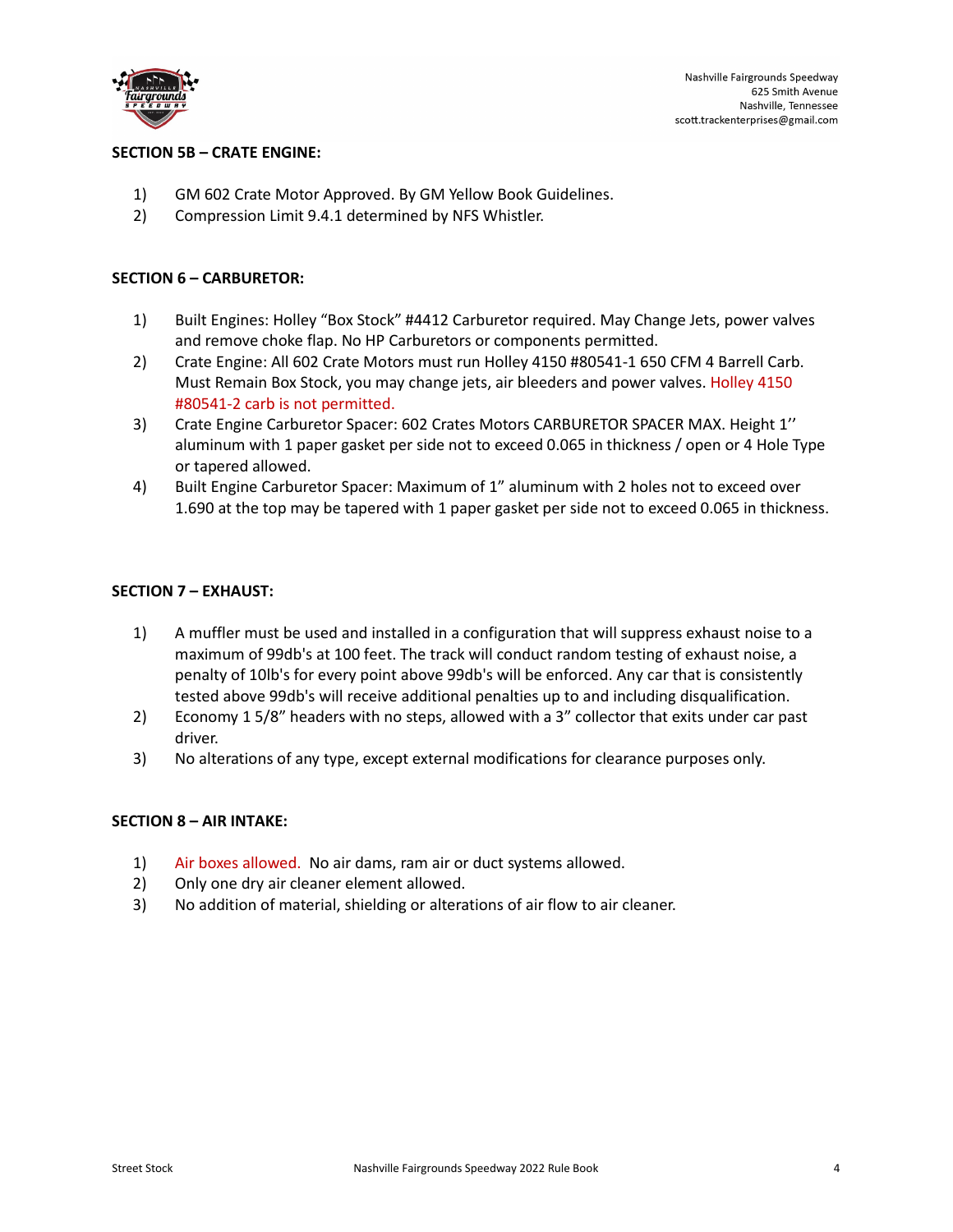**SECTION 5B – CRATE ENGINE:**

1) GM 602 Crate Motor Approved. By GM Yellow Book Guidelines.
2) Compression Limit 9.4.1 determined by NFS Whistler.

**SECTION 6 – CARBURETOR:**

1) Built Engines: Holley "Box Stock" #4412 Carburetor required. May Change Jets, power valves and remove choke flap. No HP Carburetors or components permitted.
2) Crate Engine: All 602 Crate Motors must run Holley 4150 #80541-1 650 CFM 4 Barrell Carb. Must Remain Box Stock, you may change jets, air bleeders and power valves. Holley 4150 #80541-2 carb is not permitted.
3) Crate Engine Carburetor Spacer: 602 Crates Motors CARBURETOR SPACER MAX. Height 1'' aluminum with 1 paper gasket per side not to exceed 0.065 in thickness / open or 4 Hole Type or tapered allowed.
4) Built Engine Carburetor Spacer: Maximum of 1" aluminum with 2 holes not to exceed over 1.690 at the top may be tapered with 1 paper gasket per side not to exceed 0.065 in thickness.

**SECTION 7 – EXHAUST:**

1) A muffler must be used and installed in a configuration that will suppress exhaust noise to a maximum of 99db's at 100 feet. The track will conduct random testing of exhaust noise, a penalty of 10lb's for every point above 99db's will be enforced. Any car that is consistently tested above 99db's will receive additional penalties up to and including disqualification.
2) Economy 1 5/8" headers with no steps, allowed with a 3" collector that exits under car past driver.
3) No alterations of any type, except external modifications for clearance purposes only.

**SECTION 8 – AIR INTAKE:**

1) Air boxes allowed. No air dams, ram air or duct systems allowed.
2) Only one dry air cleaner element allowed.
3) No addition of material, shielding or alterations of air flow to air cleaner.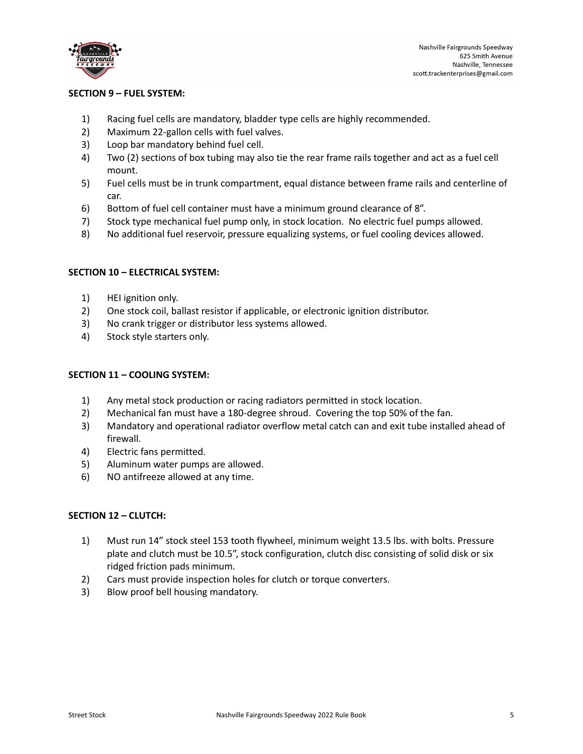## SECTION 9 – FUEL SYSTEM:

1) Racing fuel cells are mandatory, bladder type cells are highly recommended.
2) Maximum 22-gallon cells with fuel valves.
3) Loop bar mandatory behind fuel cell.
4) Two (2) sections of box tubing may also tie the rear frame rails together and act as a fuel cell mount.
5) Fuel cells must be in trunk compartment, equal distance between frame rails and centerline of car.
6) Bottom of fuel cell container must have a minimum ground clearance of 8".
7) Stock type mechanical fuel pump only, in stock location. No electric fuel pumps allowed.
8) No additional fuel reservoir, pressure equalizing systems, or fuel cooling devices allowed.

## SECTION 10 – ELECTRICAL SYSTEM:

1) HEI ignition only.
2) One stock coil, ballast resistor if applicable, or electronic ignition distributor.
3) No crank trigger or distributor less systems allowed.
4) Stock style starters only.

## SECTION 11 – COOLING SYSTEM:

1) Any metal stock production or racing radiators permitted in stock location.
2) Mechanical fan must have a 180-degree shroud. Covering the top 50% of the fan.
3) Mandatory and operational radiator overflow metal catch can and exit tube installed ahead of firewall.
4) Electric fans permitted.
5) Aluminum water pumps are allowed.
6) NO antifreeze allowed at any time.

## SECTION 12 – CLUTCH:

1) Must run 14" stock steel 153 tooth flywheel, minimum weight 13.5 lbs. with bolts. Pressure plate and clutch must be 10.5", stock configuration, clutch disc consisting of solid disk or six ridged friction pads minimum.
2) Cars must provide inspection holes for clutch or torque converters.
3) Blow proof bell housing mandatory.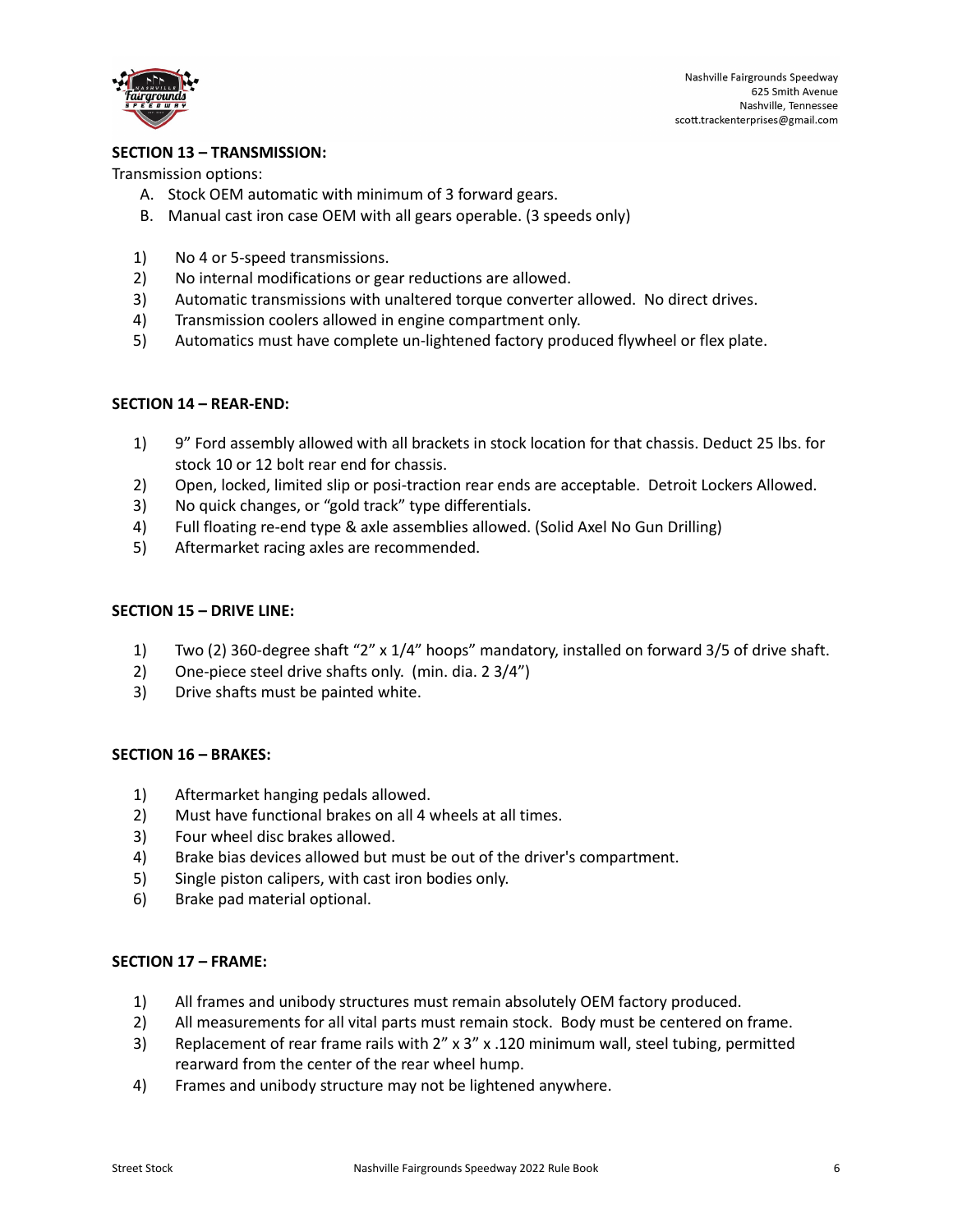## SECTION 13 – TRANSMISSION:

Transmission options:

A. Stock OEM automatic with minimum of 3 forward gears.
B. Manual cast iron case OEM with all gears operable. (3 speeds only)

1) No 4 or 5-speed transmissions.
2) No internal modifications or gear reductions are allowed.
3) Automatic transmissions with unaltered torque converter allowed. No direct drives.
4) Transmission coolers allowed in engine compartment only.
5) Automatics must have complete un-lightened factory produced flywheel or flex plate.

## SECTION 14 – REAR-END:

1) 9" Ford assembly allowed with all brackets in stock location for that chassis. Deduct 25 lbs. for stock 10 or 12 bolt rear end for chassis.
2) Open, locked, limited slip or posi-traction rear ends are acceptable. Detroit Lockers Allowed.
3) No quick changes, or "gold track" type differentials.
4) Full floating re-end type & axle assemblies allowed. (Solid Axel No Gun Drilling)
5) Aftermarket racing axles are recommended.

## SECTION 15 – DRIVE LINE:

1) Two (2) 360-degree shaft "2" x 1/4" hoops" mandatory, installed on forward 3/5 of drive shaft.
2) One-piece steel drive shafts only. (min. dia. 2 3/4")
3) Drive shafts must be painted white.

## SECTION 16 – BRAKES:

1) Aftermarket hanging pedals allowed.
2) Must have functional brakes on all 4 wheels at all times.
3) Four wheel disc brakes allowed.
4) Brake bias devices allowed but must be out of the driver's compartment.
5) Single piston calipers, with cast iron bodies only.
6) Brake pad material optional.

## SECTION 17 – FRAME:

1) All frames and unibody structures must remain absolutely OEM factory produced.
2) All measurements for all vital parts must remain stock. Body must be centered on frame.
3) Replacement of rear frame rails with 2" x 3" x .120 minimum wall, steel tubing, permitted rearward from the center of the rear wheel hump.
4) Frames and unibody structure may not be lightened anywhere.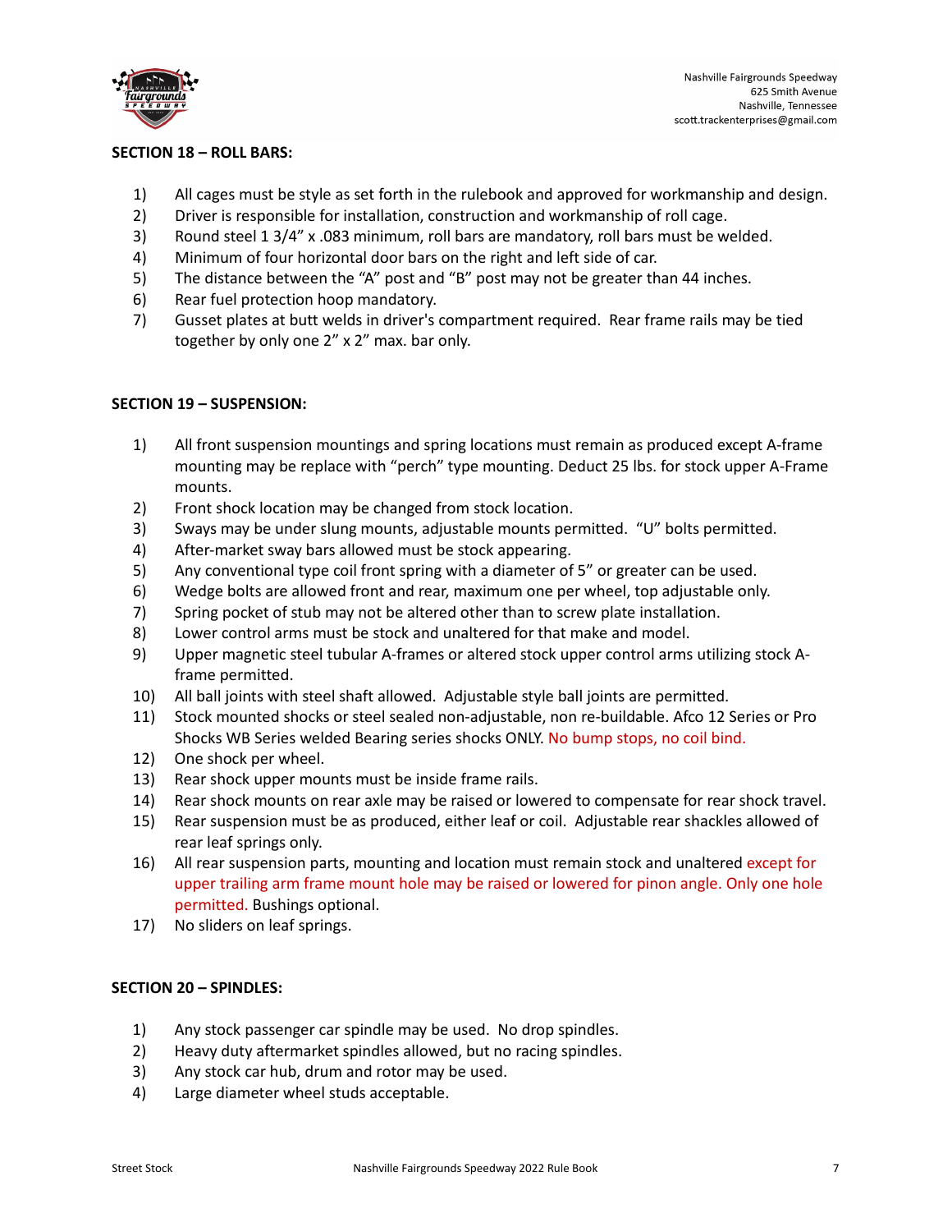## SECTION 18 – ROLL BARS:

1) All cages must be style as set forth in the rulebook and approved for workmanship and design.
2) Driver is responsible for installation, construction and workmanship of roll cage.
3) Round steel 1 3/4" x .083 minimum, roll bars are mandatory, roll bars must be welded.
4) Minimum of four horizontal door bars on the right and left side of car.
5) The distance between the "A" post and "B" post may not be greater than 44 inches.
6) Rear fuel protection hoop mandatory.
7) Gusset plates at butt welds in driver's compartment required. Rear frame rails may be tied together by only one 2" x 2" max. bar only.

## SECTION 19 – SUSPENSION:

1) All front suspension mountings and spring locations must remain as produced except A-frame mounting may be replace with "perch" type mounting. Deduct 25 lbs. for stock upper A-Frame mounts.
2) Front shock location may be changed from stock location.
3) Sways may be under slung mounts, adjustable mounts permitted. "U" bolts permitted.
4) After-market sway bars allowed must be stock appearing.
5) Any conventional type coil front spring with a diameter of 5" or greater can be used.
6) Wedge bolts are allowed front and rear, maximum one per wheel, top adjustable only.
7) Spring pocket of stub may not be altered other than to screw plate installation.
8) Lower control arms must be stock and unaltered for that make and model.
9) Upper magnetic steel tubular A-frames or altered stock upper control arms utilizing stock A-frame permitted.
10) All ball joints with steel shaft allowed. Adjustable style ball joints are permitted.
11) Stock mounted shocks or steel sealed non-adjustable, non re-buildable. Afco 12 Series or Pro Shocks WB Series welded Bearing series shocks ONLY. No bump stops, no coil bind.
12) One shock per wheel.
13) Rear shock upper mounts must be inside frame rails.
14) Rear shock mounts on rear axle may be raised or lowered to compensate for rear shock travel.
15) Rear suspension must be as produced, either leaf or coil. Adjustable rear shackles allowed of rear leaf springs only.
16) All rear suspension parts, mounting and location must remain stock and unaltered except for upper trailing arm frame mount hole may be raised or lowered for pinon angle. Only one hole permitted. Bushings optional.
17) No sliders on leaf springs.

## SECTION 20 – SPINDLES:

1) Any stock passenger car spindle may be used. No drop spindles.
2) Heavy duty aftermarket spindles allowed, but no racing spindles.
3) Any stock car hub, drum and rotor may be used.
4) Large diameter wheel studs acceptable.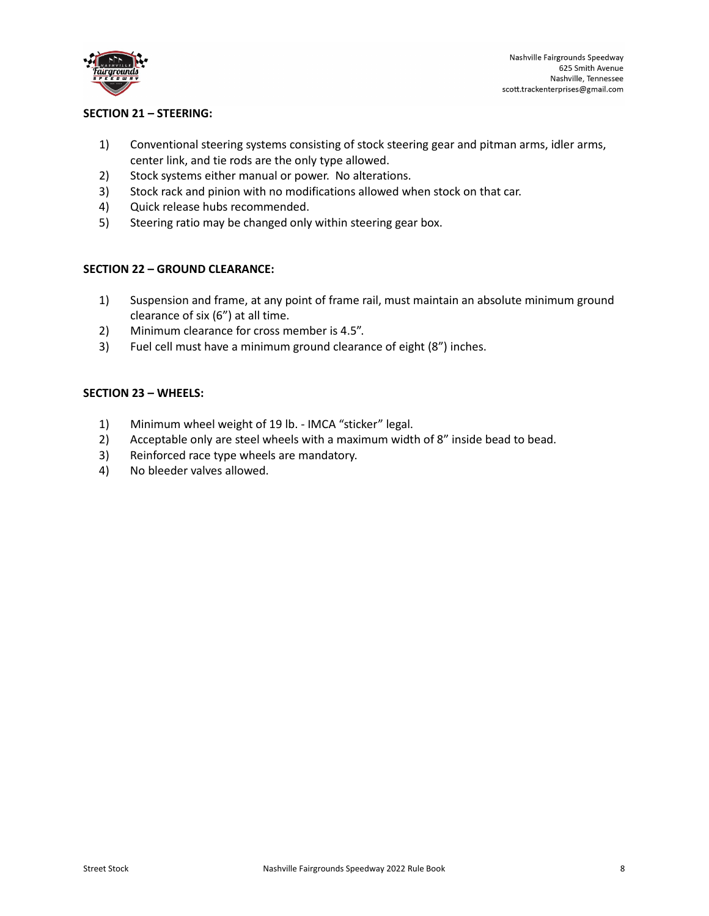## SECTION 21 – STEERING:

1) Conventional steering systems consisting of stock steering gear and pitman arms, idler arms, center link, and tie rods are the only type allowed.
2) Stock systems either manual or power. No alterations.
3) Stock rack and pinion with no modifications allowed when stock on that car.
4) Quick release hubs recommended.
5) Steering ratio may be changed only within steering gear box.

## SECTION 22 – GROUND CLEARANCE:

1) Suspension and frame, at any point of frame rail, must maintain an absolute minimum ground clearance of six (6") at all time.
2) Minimum clearance for cross member is 4.5".
3) Fuel cell must have a minimum ground clearance of eight (8") inches.

## SECTION 23 – WHEELS:

1) Minimum wheel weight of 19 lb. - IMCA "sticker" legal.
2) Acceptable only are steel wheels with a maximum width of 8" inside bead to bead.
3) Reinforced race type wheels are mandatory.
4) No bleeder valves allowed.